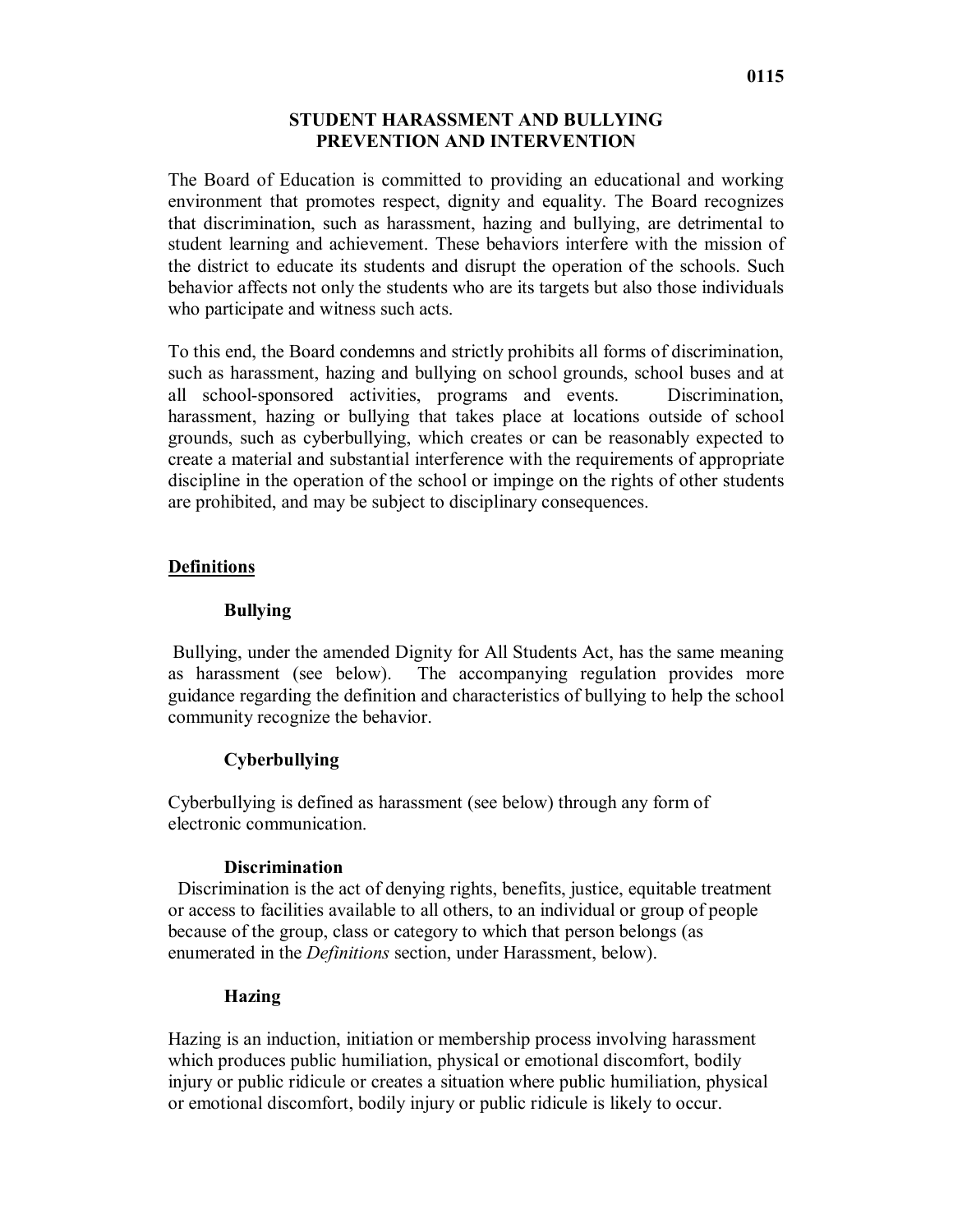# STUDENT HARASSMENT AND BULLYING PREVENTION AND INTERVENTION

The Board of Education is committed to providing an educational and working environment that promotes respect, dignity and equality. The Board recognizes that discrimination, such as harassment, hazing and bullying, are detrimental to student learning and achievement. These behaviors interfere with the mission of the district to educate its students and disrupt the operation of the schools. Such behavior affects not only the students who are its targets but also those individuals who participate and witness such acts.

To this end, the Board condemns and strictly prohibits all forms of discrimination, such as harassment, hazing and bullying on school grounds, school buses and at all school-sponsored activities, programs and events. Discrimination, harassment, hazing or bullying that takes place at locations outside of school grounds, such as cyberbullying, which creates or can be reasonably expected to create a material and substantial interference with the requirements of appropriate discipline in the operation of the school or impinge on the rights of other students are prohibited, and may be subject to disciplinary consequences.

## Definitions

### Bullying

Bullying, under the amended Dignity for All Students Act, has the same meaning as harassment (see below). The accompanying regulation provides more guidance regarding the definition and characteristics of bullying to help the school community recognize the behavior.

### Cyberbullying

Cyberbullying is defined as harassment (see below) through any form of electronic communication.

### Discrimination

Discrimination is the act of denying rights, benefits, justice, equitable treatment or access to facilities available to all others, to an individual or group of people because of the group, class or category to which that person belongs (as enumerated in the *Definitions* section, under Harassment, below).

### Hazing

Hazing is an induction, initiation or membership process involving harassment which produces public humiliation, physical or emotional discomfort, bodily injury or public ridicule or creates a situation where public humiliation, physical or emotional discomfort, bodily injury or public ridicule is likely to occur.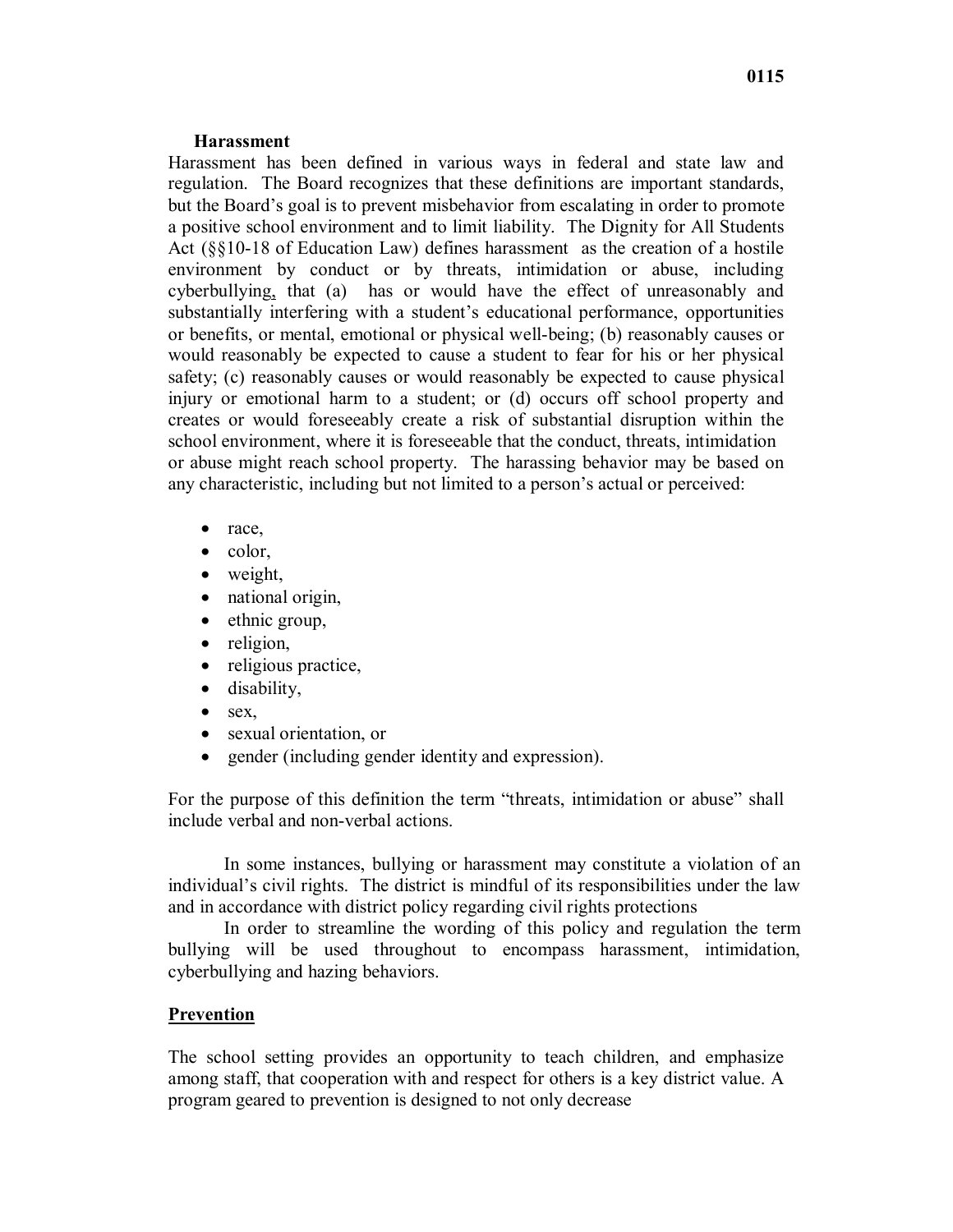**Harassment**

Harassment has been defined in various ways in federal and state law and regulation. The Board recognizes that these definitions are important standards, but the Board's goal is to prevent misbehavior from escalating in order to promote a positive school environment and to limit liability. The Dignity for All Students Act (§§10-18 of Education Law) defines harassment as the creation of a hostile environment by conduct or by threats, intimidation or abuse, including cyberbullying, that (a) has or would have the effect of unreasonably and substantially interfering with a student's educational performance, opportunities or benefits, or mental, emotional or physical well-being; (b) reasonably causes or would reasonably be expected to cause a student to fear for his or her physical safety; (c) reasonably causes or would reasonably be expected to cause physical injury or emotional harm to a student; or (d) occurs off school property and creates or would foreseeably create a risk of substantial disruption within the school environment, where it is foreseeable that the conduct, threats, intimidation or abuse might reach school property. The harassing behavior may be based on any characteristic, including but not limited to a person's actual or perceived:

- race,
- color,
- weight,
- national origin,
- ethnic group,
- religion,
- religious practice,
- disability,
- sex,
- sexual orientation, or
- gender (including gender identity and expression).

For the purpose of this definition the term "threats, intimidation or abuse" shall include verbal and non-verbal actions.

In some instances, bullying or harassment may constitute a violation of an individual's civil rights. The district is mindful of its responsibilities under the law and in accordance with district policy regarding civil rights protections

In order to streamline the wording of this policy and regulation the term bullying will be used throughout to encompass harassment, intimidation, cyberbullying and hazing behaviors.

## Prevention

The school setting provides an opportunity to teach children, and emphasize among staff, that cooperation with and respect for others is a key district value. A program geared to prevention is designed to not only decrease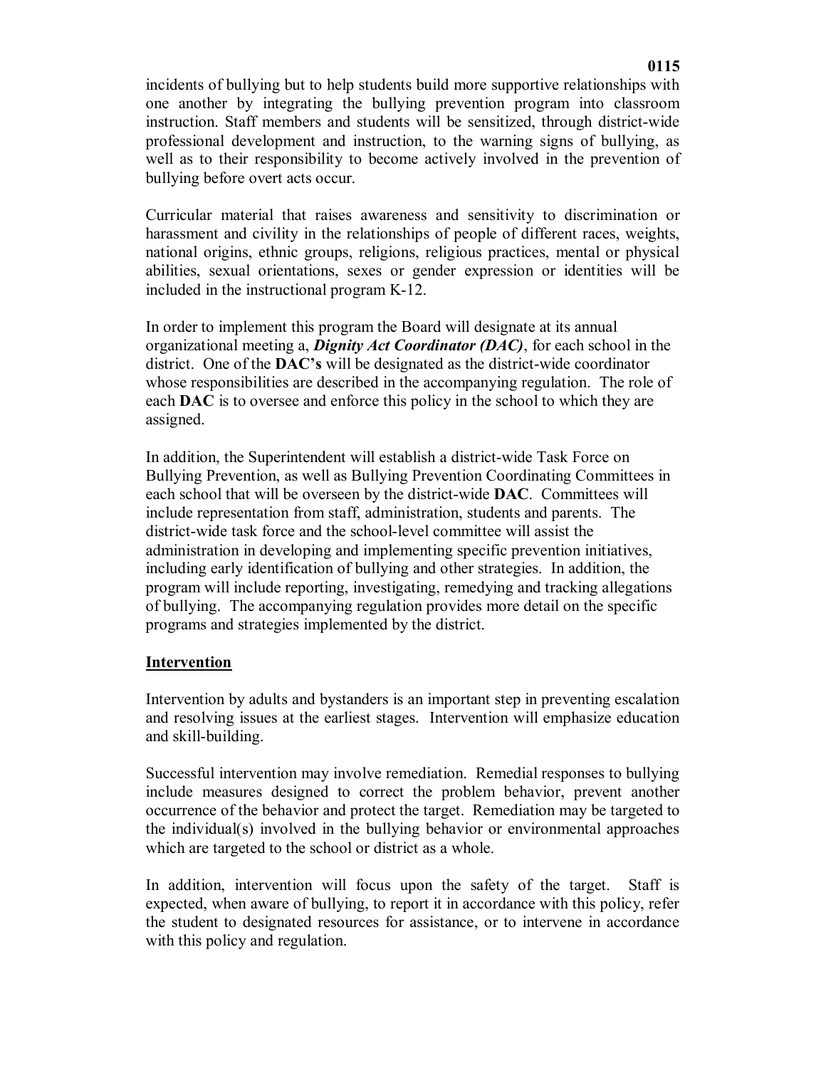incidents of bullying but to help students build more supportive relationships with one another by integrating the bullying prevention program into classroom instruction. Staff members and students will be sensitized, through district-wide professional development and instruction, to the warning signs of bullying, as well as to their responsibility to become actively involved in the prevention of bullying before overt acts occur.

Curricular material that raises awareness and sensitivity to discrimination or harassment and civility in the relationships of people of different races, weights, national origins, ethnic groups, religions, religious practices, mental or physical abilities, sexual orientations, sexes or gender expression or identities will be included in the instructional program K-12.

In order to implement this program the Board will designate at its annual organizational meeting a, ***Dignity Act Coordinator (DAC)***, for each school in the district. One of the **DAC's** will be designated as the district-wide coordinator whose responsibilities are described in the accompanying regulation. The role of each **DAC** is to oversee and enforce this policy in the school to which they are assigned.

In addition, the Superintendent will establish a district-wide Task Force on Bullying Prevention, as well as Bullying Prevention Coordinating Committees in each school that will be overseen by the district-wide **DAC**. Committees will include representation from staff, administration, students and parents. The district-wide task force and the school-level committee will assist the administration in developing and implementing specific prevention initiatives, including early identification of bullying and other strategies. In addition, the program will include reporting, investigating, remedying and tracking allegations of bullying. The accompanying regulation provides more detail on the specific programs and strategies implemented by the district.

## Intervention

Intervention by adults and bystanders is an important step in preventing escalation and resolving issues at the earliest stages. Intervention will emphasize education and skill-building.

Successful intervention may involve remediation. Remedial responses to bullying include measures designed to correct the problem behavior, prevent another occurrence of the behavior and protect the target. Remediation may be targeted to the individual(s) involved in the bullying behavior or environmental approaches which are targeted to the school or district as a whole.

In addition, intervention will focus upon the safety of the target. Staff is expected, when aware of bullying, to report it in accordance with this policy, refer the student to designated resources for assistance, or to intervene in accordance with this policy and regulation.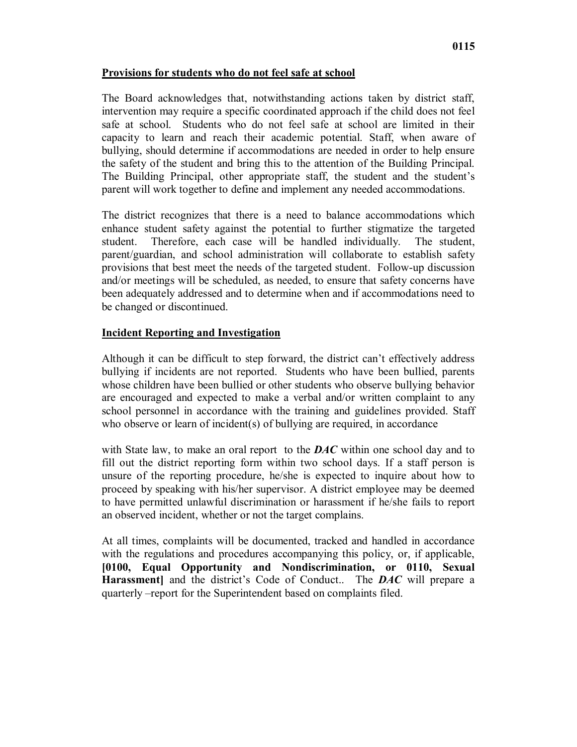## Provisions for students who do not feel safe at school

The Board acknowledges that, notwithstanding actions taken by district staff, intervention may require a specific coordinated approach if the child does not feel safe at school. Students who do not feel safe at school are limited in their capacity to learn and reach their academic potential. Staff, when aware of bullying, should determine if accommodations are needed in order to help ensure the safety of the student and bring this to the attention of the Building Principal. The Building Principal, other appropriate staff, the student and the student's parent will work together to define and implement any needed accommodations.

The district recognizes that there is a need to balance accommodations which enhance student safety against the potential to further stigmatize the targeted student. Therefore, each case will be handled individually. The student, parent/guardian, and school administration will collaborate to establish safety provisions that best meet the needs of the targeted student. Follow-up discussion and/or meetings will be scheduled, as needed, to ensure that safety concerns have been adequately addressed and to determine when and if accommodations need to be changed or discontinued.

## Incident Reporting and Investigation

Although it can be difficult to step forward, the district can't effectively address bullying if incidents are not reported. Students who have been bullied, parents whose children have been bullied or other students who observe bullying behavior are encouraged and expected to make a verbal and/or written complaint to any school personnel in accordance with the training and guidelines provided. Staff who observe or learn of incident(s) of bullying are required, in accordance with State law, to make an oral report to the ***DAC*** within one school day and to fill out the district reporting form within two school days. If a staff person is unsure of the reporting procedure, he/she is expected to inquire about how to proceed by speaking with his/her supervisor. A district employee may be deemed to have permitted unlawful discrimination or harassment if he/she fails to report an observed incident, whether or not the target complains.

At all times, complaints will be documented, tracked and handled in accordance with the regulations and procedures accompanying this policy, or, if applicable, **[0100, Equal Opportunity and Nondiscrimination, or 0110, Sexual Harassment]** and the district's Code of Conduct.. The ***DAC*** will prepare a quarterly –report for the Superintendent based on complaints filed.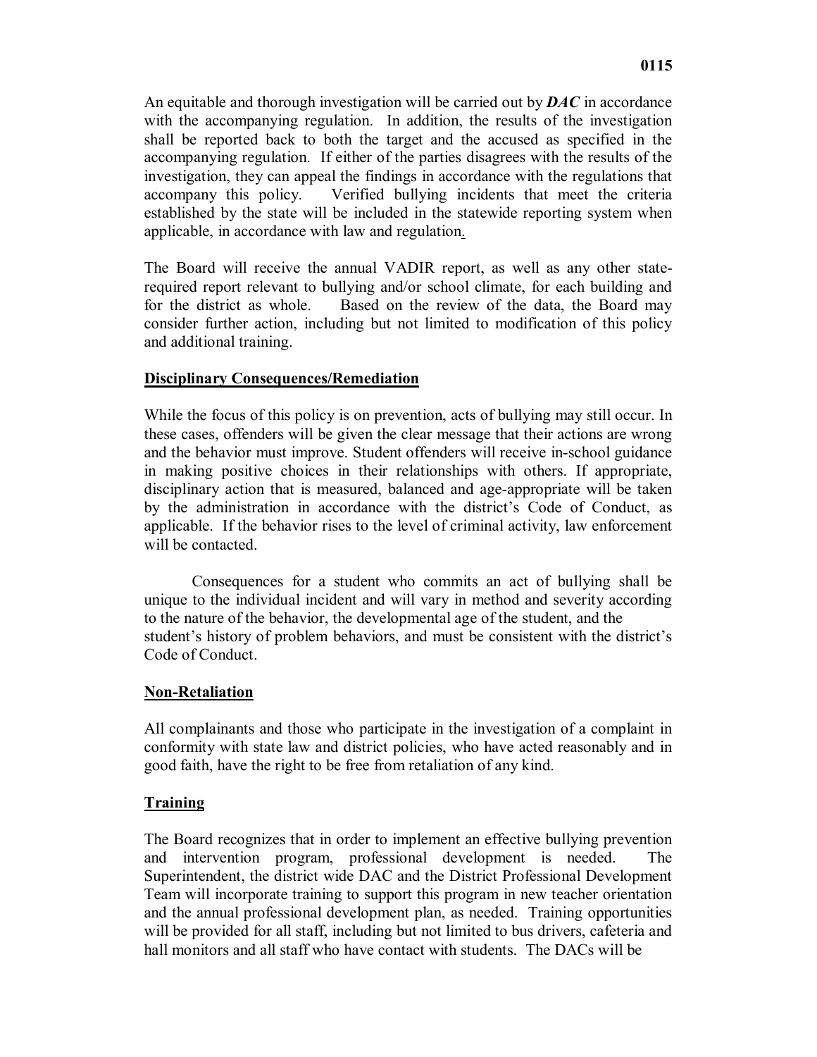An equitable and thorough investigation will be carried out by ***DAC*** in accordance with the accompanying regulation. In addition, the results of the investigation shall be reported back to both the target and the accused as specified in the accompanying regulation. If either of the parties disagrees with the results of the investigation, they can appeal the findings in accordance with the regulations that accompany this policy. Verified bullying incidents that meet the criteria established by the state will be included in the statewide reporting system when applicable, in accordance with law and regulation.

The Board will receive the annual VADIR report, as well as any other state-required report relevant to bullying and/or school climate, for each building and for the district as whole. Based on the review of the data, the Board may consider further action, including but not limited to modification of this policy and additional training.

**Disciplinary Consequences/Remediation**

While the focus of this policy is on prevention, acts of bullying may still occur. In these cases, offenders will be given the clear message that their actions are wrong and the behavior must improve. Student offenders will receive in-school guidance in making positive choices in their relationships with others. If appropriate, disciplinary action that is measured, balanced and age-appropriate will be taken by the administration in accordance with the district's Code of Conduct, as applicable. If the behavior rises to the level of criminal activity, law enforcement will be contacted.

Consequences for a student who commits an act of bullying shall be unique to the individual incident and will vary in method and severity according to the nature of the behavior, the developmental age of the student, and the student's history of problem behaviors, and must be consistent with the district's Code of Conduct.

**Non-Retaliation**

All complainants and those who participate in the investigation of a complaint in conformity with state law and district policies, who have acted reasonably and in good faith, have the right to be free from retaliation of any kind.

**Training**

The Board recognizes that in order to implement an effective bullying prevention and intervention program, professional development is needed. The Superintendent, the district wide DAC and the District Professional Development Team will incorporate training to support this program in new teacher orientation and the annual professional development plan, as needed. Training opportunities will be provided for all staff, including but not limited to bus drivers, cafeteria and hall monitors and all staff who have contact with students. The DACs will be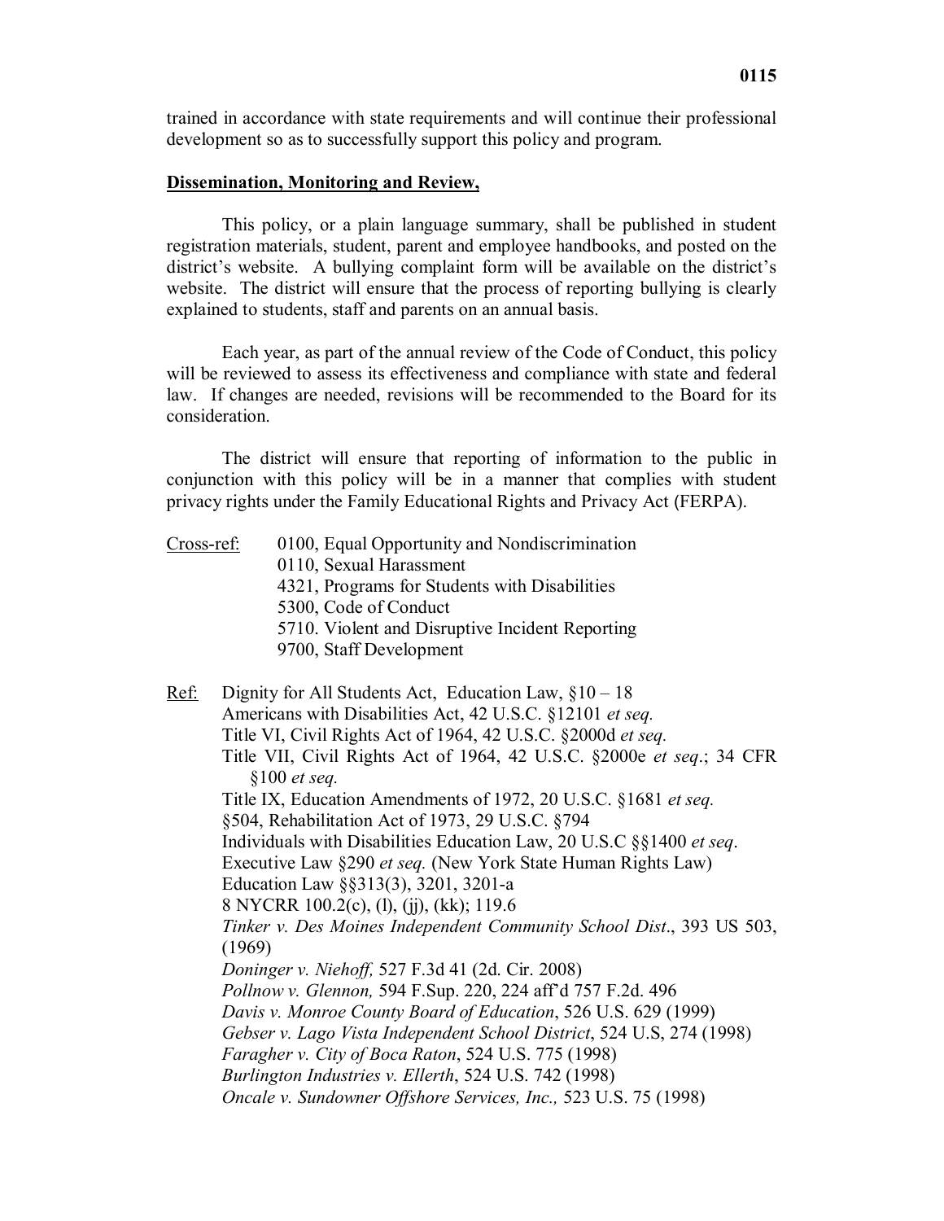trained in accordance with state requirements and will continue their professional development so as to successfully support this policy and program.

**Dissemination, Monitoring and Review,**

This policy, or a plain language summary, shall be published in student registration materials, student, parent and employee handbooks, and posted on the district's website. A bullying complaint form will be available on the district's website. The district will ensure that the process of reporting bullying is clearly explained to students, staff and parents on an annual basis.

Each year, as part of the annual review of the Code of Conduct, this policy will be reviewed to assess its effectiveness and compliance with state and federal law. If changes are needed, revisions will be recommended to the Board for its consideration.

The district will ensure that reporting of information to the public in conjunction with this policy will be in a manner that complies with student privacy rights under the Family Educational Rights and Privacy Act (FERPA).

Cross-ref: 0100, Equal Opportunity and Nondiscrimination
0110, Sexual Harassment
4321, Programs for Students with Disabilities
5300, Code of Conduct
5710. Violent and Disruptive Incident Reporting
9700, Staff Development

Ref: Dignity for All Students Act, Education Law, §10 – 18
Americans with Disabilities Act, 42 U.S.C. §12101 *et seq.*
Title VI, Civil Rights Act of 1964, 42 U.S.C. §2000d *et seq.*
Title VII, Civil Rights Act of 1964, 42 U.S.C. §2000e *et seq*.; 34 CFR §100 *et seq.*
Title IX, Education Amendments of 1972, 20 U.S.C. §1681 *et seq.*
§504, Rehabilitation Act of 1973, 29 U.S.C. §794
Individuals with Disabilities Education Law, 20 U.S.C §§1400 *et seq*.
Executive Law §290 *et seq.* (New York State Human Rights Law)
Education Law §§313(3), 3201, 3201-a
8 NYCRR 100.2(c), (l), (jj), (kk); 119.6
*Tinker v. Des Moines Independent Community School Dist*., 393 US 503, (1969)
*Doninger v. Niehoff,* 527 F.3d 41 (2d. Cir. 2008)
*Pollnow v. Glennon,* 594 F.Sup. 220, 224 aff'd 757 F.2d. 496
*Davis v. Monroe County Board of Education*, 526 U.S. 629 (1999)
*Gebser v. Lago Vista Independent School District*, 524 U.S, 274 (1998)
*Faragher v. City of Boca Raton*, 524 U.S. 775 (1998)
*Burlington Industries v. Ellerth*, 524 U.S. 742 (1998)
*Oncale v. Sundowner Offshore Services, Inc.,* 523 U.S. 75 (1998)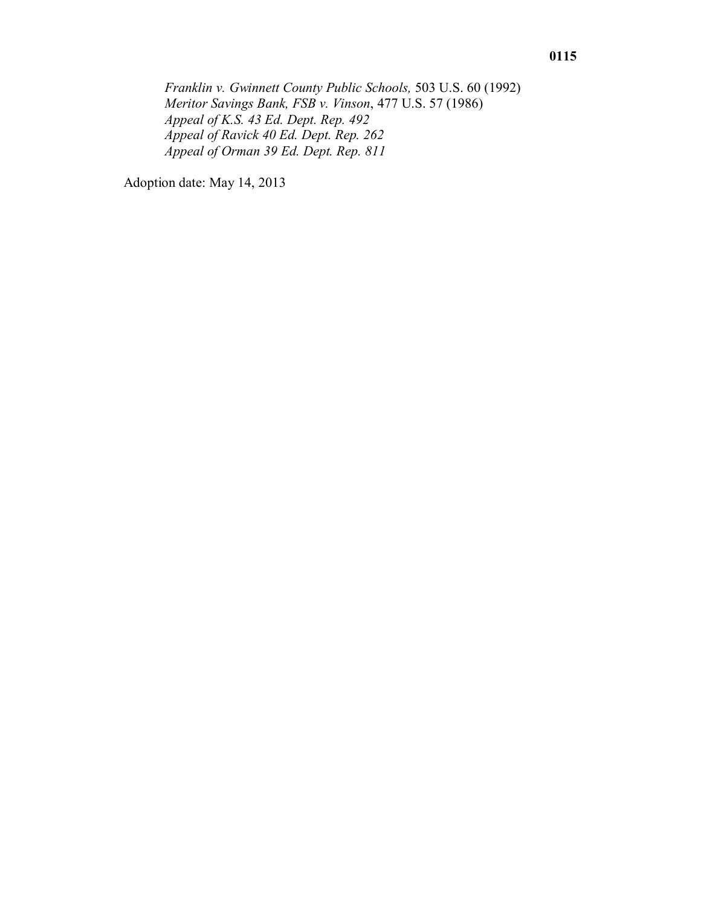*Franklin v. Gwinnett County Public Schools,* 503 U.S. 60 (1992)
*Meritor Savings Bank, FSB v. Vinson*, 477 U.S. 57 (1986)
*Appeal of K.S. 43 Ed. Dept. Rep. 492*
*Appeal of Ravick 40 Ed. Dept. Rep. 262*
*Appeal of Orman 39 Ed. Dept. Rep. 811*

Adoption date: May 14, 2013